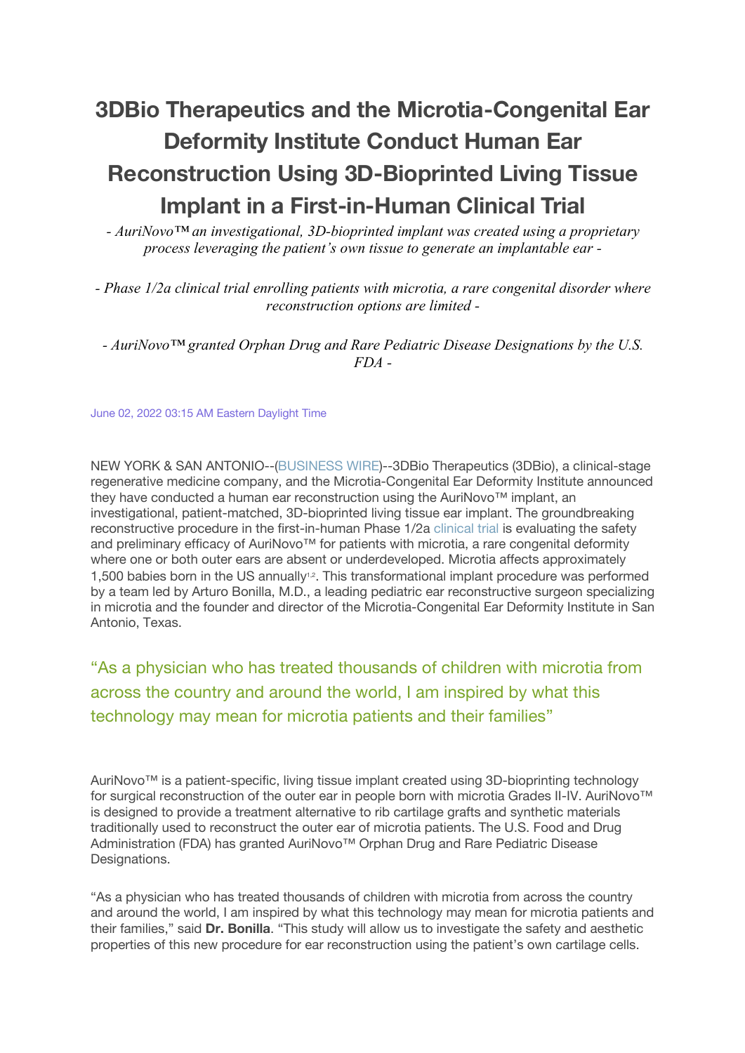# 3DBio Therapeutics and the Microtia-Congenital Ear Deformity Institute Conduct Human Ear Reconstruction Using 3D-Bioprinted Living Tissue Implant in a First-in-Human Clinical Trial

*- AuriNovo™ an investigational, 3D-bioprinted implant was created using a proprietary process leveraging the patient's own tissue to generate an implantable ear -*

*- Phase 1/2a clinical trial enrolling patients with microtia, a rare congenital disorder where reconstruction options are limited -*

*- AuriNovo™ granted Orphan Drug and Rare Pediatric Disease Designations by the U.S. FDA -*

June 02, 2022 03:15 AM Eastern Daylight Time

NEW YORK & SAN ANTONIO--(BUSINESS WIRE)--3DBio Therapeutics (3DBio), a clinical-stage regenerative medicine company, and the Microtia-Congenital Ear Deformity Institute announced they have conducted a human ear reconstruction using the AuriNovo™ implant, an investigational, patient-matched, 3D-bioprinted living tissue ear implant. The groundbreaking reconstructive procedure in the first-in-human Phase 1/2a clinical trial is evaluating the safety and preliminary efficacy of AuriNovo™ for patients with microtia, a rare congenital deformity where one or both outer ears are absent or underdeveloped. Microtia affects approximately 1,500 babies born in the US annually[1,2]. This transformational implant procedure was performed by a team led by Arturo Bonilla, M.D., a leading pediatric ear reconstructive surgeon specializing in microtia and the founder and director of the Microtia-Congenital Ear Deformity Institute in San Antonio, Texas.

> "As a physician who has treated thousands of children with microtia from across the country and around the world, I am inspired by what this technology may mean for microtia patients and their families"

AuriNovo™ is a patient-specific, living tissue implant created using 3D-bioprinting technology for surgical reconstruction of the outer ear in people born with microtia Grades II-IV. AuriNovo™ is designed to provide a treatment alternative to rib cartilage grafts and synthetic materials traditionally used to reconstruct the outer ear of microtia patients. The U.S. Food and Drug Administration (FDA) has granted AuriNovo™ Orphan Drug and Rare Pediatric Disease Designations.

"As a physician who has treated thousands of children with microtia from across the country and around the world, I am inspired by what this technology may mean for microtia patients and their families," said **Dr. Bonilla**. "This study will allow us to investigate the safety and aesthetic properties of this new procedure for ear reconstruction using the patient's own cartilage cells.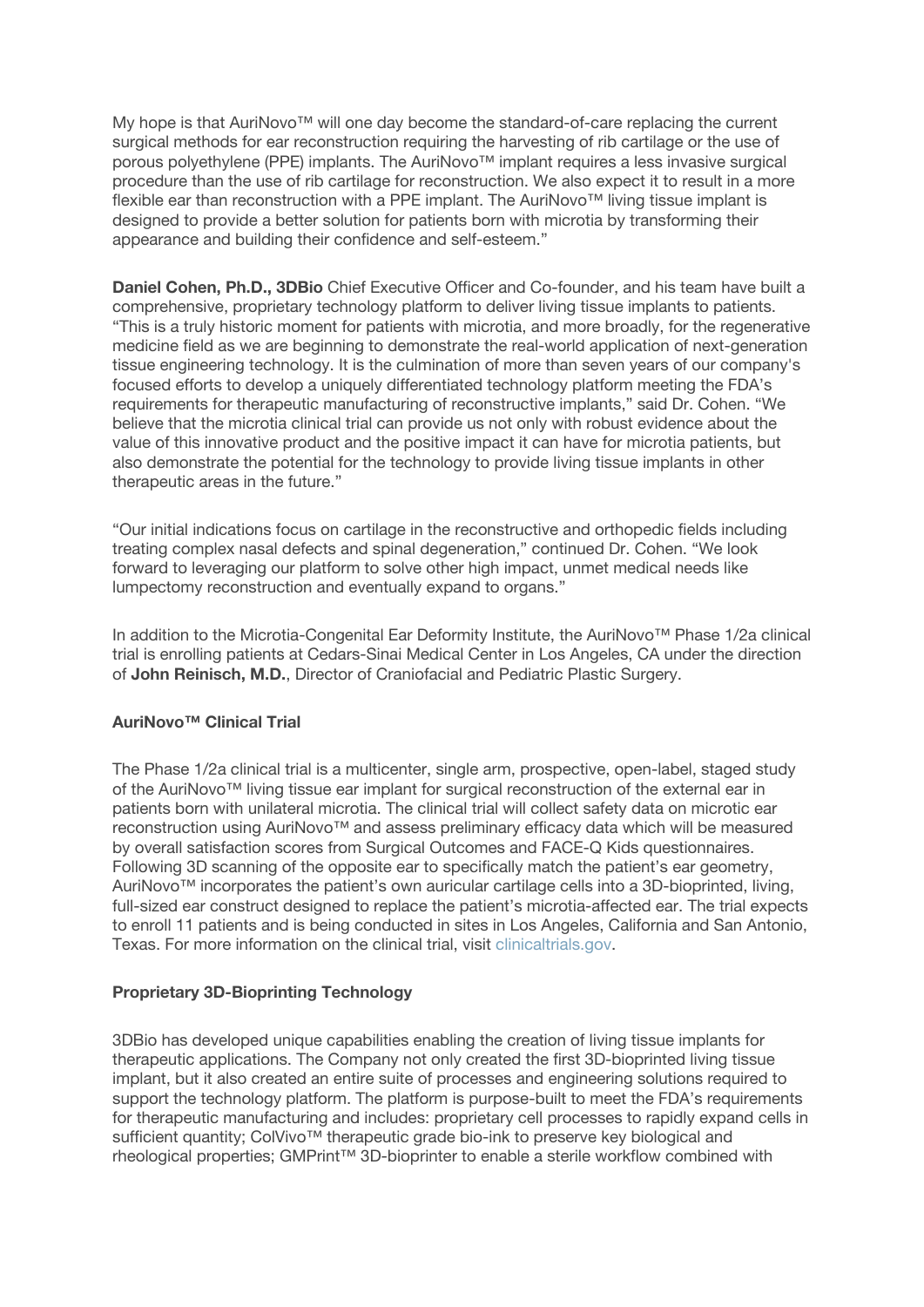My hope is that AuriNovo™ will one day become the standard-of-care replacing the current surgical methods for ear reconstruction requiring the harvesting of rib cartilage or the use of porous polyethylene (PPE) implants. The AuriNovo™ implant requires a less invasive surgical procedure than the use of rib cartilage for reconstruction. We also expect it to result in a more flexible ear than reconstruction with a PPE implant. The AuriNovo™ living tissue implant is designed to provide a better solution for patients born with microtia by transforming their appearance and building their confidence and self-esteem."

**Daniel Cohen, Ph.D., 3DBio** Chief Executive Officer and Co-founder, and his team have built a comprehensive, proprietary technology platform to deliver living tissue implants to patients. "This is a truly historic moment for patients with microtia, and more broadly, for the regenerative medicine field as we are beginning to demonstrate the real-world application of next-generation tissue engineering technology. It is the culmination of more than seven years of our company's focused efforts to develop a uniquely differentiated technology platform meeting the FDA's requirements for therapeutic manufacturing of reconstructive implants," said Dr. Cohen. "We believe that the microtia clinical trial can provide us not only with robust evidence about the value of this innovative product and the positive impact it can have for microtia patients, but also demonstrate the potential for the technology to provide living tissue implants in other therapeutic areas in the future."

"Our initial indications focus on cartilage in the reconstructive and orthopedic fields including treating complex nasal defects and spinal degeneration," continued Dr. Cohen. "We look forward to leveraging our platform to solve other high impact, unmet medical needs like lumpectomy reconstruction and eventually expand to organs."

In addition to the Microtia-Congenital Ear Deformity Institute, the AuriNovo™ Phase 1/2a clinical trial is enrolling patients at Cedars-Sinai Medical Center in Los Angeles, CA under the direction of **John Reinisch, M.D.**, Director of Craniofacial and Pediatric Plastic Surgery.

**AuriNovo™ Clinical Trial**

The Phase 1/2a clinical trial is a multicenter, single arm, prospective, open-label, staged study of the AuriNovo™ living tissue ear implant for surgical reconstruction of the external ear in patients born with unilateral microtia. The clinical trial will collect safety data on microtic ear reconstruction using AuriNovo™ and assess preliminary efficacy data which will be measured by overall satisfaction scores from Surgical Outcomes and FACE-Q Kids questionnaires. Following 3D scanning of the opposite ear to specifically match the patient's ear geometry, AuriNovo™ incorporates the patient's own auricular cartilage cells into a 3D-bioprinted, living, full-sized ear construct designed to replace the patient's microtia-affected ear. The trial expects to enroll 11 patients and is being conducted in sites in Los Angeles, California and San Antonio, Texas. For more information on the clinical trial, visit clinicaltrials.gov.

**Proprietary 3D-Bioprinting Technology**

3DBio has developed unique capabilities enabling the creation of living tissue implants for therapeutic applications. The Company not only created the first 3D-bioprinted living tissue implant, but it also created an entire suite of processes and engineering solutions required to support the technology platform. The platform is purpose-built to meet the FDA's requirements for therapeutic manufacturing and includes: proprietary cell processes to rapidly expand cells in sufficient quantity; ColVivo™ therapeutic grade bio-ink to preserve key biological and rheological properties; GMPrint™ 3D-bioprinter to enable a sterile workflow combined with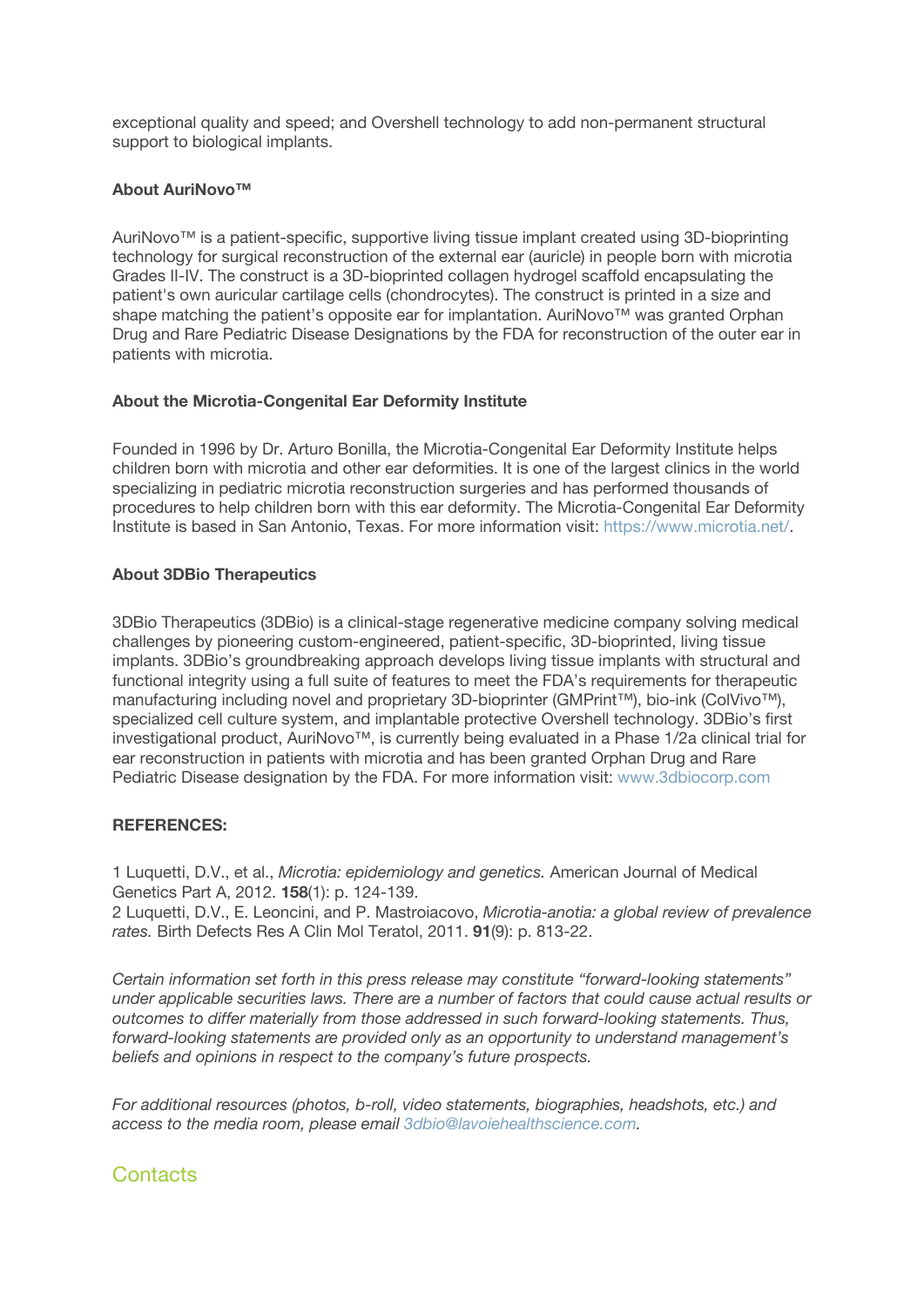exceptional quality and speed; and Overshell technology to add non-permanent structural support to biological implants.

**About AuriNovo™**

AuriNovo™ is a patient-specific, supportive living tissue implant created using 3D-bioprinting technology for surgical reconstruction of the external ear (auricle) in people born with microtia Grades II-IV. The construct is a 3D-bioprinted collagen hydrogel scaffold encapsulating the patient's own auricular cartilage cells (chondrocytes). The construct is printed in a size and shape matching the patient's opposite ear for implantation. AuriNovo™ was granted Orphan Drug and Rare Pediatric Disease Designations by the FDA for reconstruction of the outer ear in patients with microtia.

**About the Microtia-Congenital Ear Deformity Institute**

Founded in 1996 by Dr. Arturo Bonilla, the Microtia-Congenital Ear Deformity Institute helps children born with microtia and other ear deformities. It is one of the largest clinics in the world specializing in pediatric microtia reconstruction surgeries and has performed thousands of procedures to help children born with this ear deformity. The Microtia-Congenital Ear Deformity Institute is based in San Antonio, Texas. For more information visit: https://www.microtia.net/.

**About 3DBio Therapeutics**

3DBio Therapeutics (3DBio) is a clinical-stage regenerative medicine company solving medical challenges by pioneering custom-engineered, patient-specific, 3D-bioprinted, living tissue implants. 3DBio's groundbreaking approach develops living tissue implants with structural and functional integrity using a full suite of features to meet the FDA's requirements for therapeutic manufacturing including novel and proprietary 3D-bioprinter (GMPrint™), bio-ink (ColVivo™), specialized cell culture system, and implantable protective Overshell technology. 3DBio's first investigational product, AuriNovo™, is currently being evaluated in a Phase 1/2a clinical trial for ear reconstruction in patients with microtia and has been granted Orphan Drug and Rare Pediatric Disease designation by the FDA. For more information visit: www.3dbiocorp.com

**REFERENCES:**

1 Luquetti, D.V., et al., *Microtia: epidemiology and genetics.* American Journal of Medical Genetics Part A, 2012. **158**(1): p. 124-139.
2 Luquetti, D.V., E. Leoncini, and P. Mastroiacovo, *Microtia-anotia: a global review of prevalence rates.* Birth Defects Res A Clin Mol Teratol, 2011. **91**(9): p. 813-22.

*Certain information set forth in this press release may constitute "forward-looking statements" under applicable securities laws. There are a number of factors that could cause actual results or outcomes to differ materially from those addressed in such forward-looking statements. Thus, forward-looking statements are provided only as an opportunity to understand management's beliefs and opinions in respect to the company's future prospects.*

*For additional resources (photos, b-roll, video statements, biographies, headshots, etc.) and access to the media room, please email 3dbio@lavoiehealthscience.com.*

## Contacts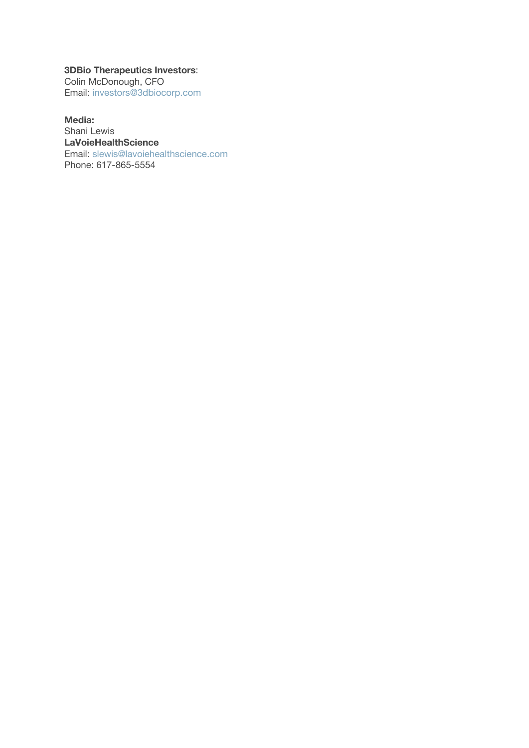**3DBio Therapeutics Investors**:
Colin McDonough, CFO
Email: investors@3dbiocorp.com

**Media:**
Shani Lewis
**LaVoieHealthScience**
Email: slewis@lavoiehealthscience.com
Phone: 617-865-5554